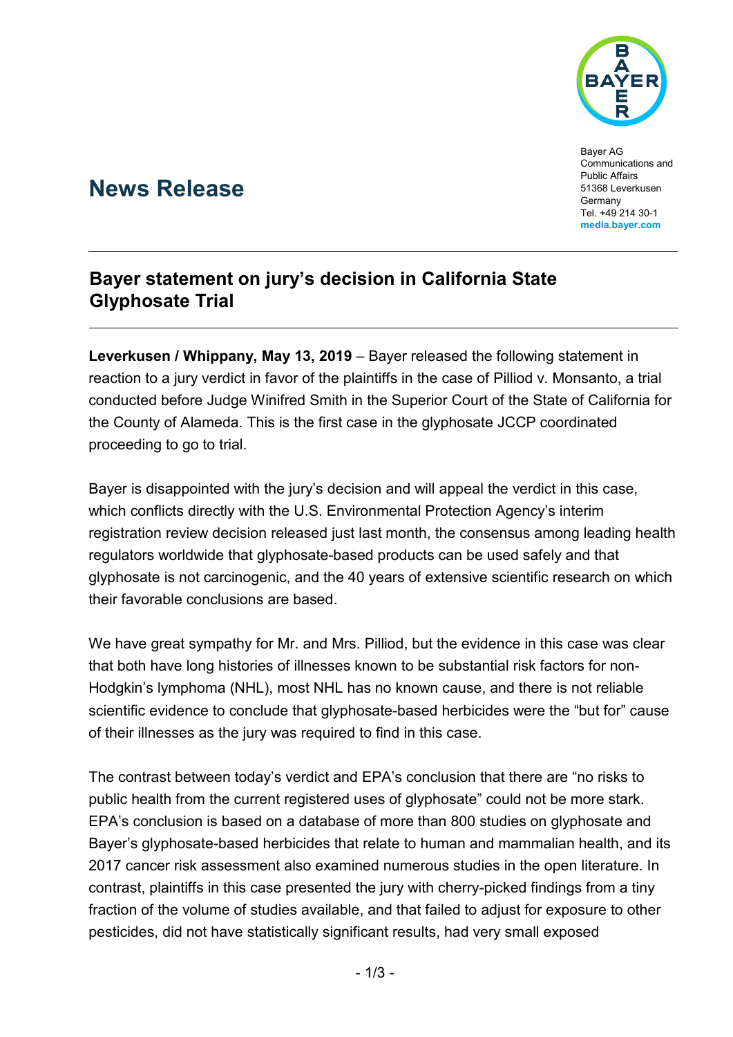Bayer AG
Communications and Public Affairs
51368 Leverkusen
Germany
Tel. +49 214 30-1
**media.bayer.com**

# News Release

## Bayer statement on jury's decision in California State Glyphosate Trial

**Leverkusen / Whippany, May 13, 2019** – Bayer released the following statement in reaction to a jury verdict in favor of the plaintiffs in the case of Pilliod v. Monsanto, a trial conducted before Judge Winifred Smith in the Superior Court of the State of California for the County of Alameda. This is the first case in the glyphosate JCCP coordinated proceeding to go to trial.

Bayer is disappointed with the jury's decision and will appeal the verdict in this case, which conflicts directly with the U.S. Environmental Protection Agency's interim registration review decision released just last month, the consensus among leading health regulators worldwide that glyphosate-based products can be used safely and that glyphosate is not carcinogenic, and the 40 years of extensive scientific research on which their favorable conclusions are based.

We have great sympathy for Mr. and Mrs. Pilliod, but the evidence in this case was clear that both have long histories of illnesses known to be substantial risk factors for non-Hodgkin's lymphoma (NHL), most NHL has no known cause, and there is not reliable scientific evidence to conclude that glyphosate-based herbicides were the "but for" cause of their illnesses as the jury was required to find in this case.

The contrast between today's verdict and EPA's conclusion that there are "no risks to public health from the current registered uses of glyphosate" could not be more stark. EPA's conclusion is based on a database of more than 800 studies on glyphosate and Bayer's glyphosate-based herbicides that relate to human and mammalian health, and its 2017 cancer risk assessment also examined numerous studies in the open literature. In contrast, plaintiffs in this case presented the jury with cherry-picked findings from a tiny fraction of the volume of studies available, and that failed to adjust for exposure to other pesticides, did not have statistically significant results, had very small exposed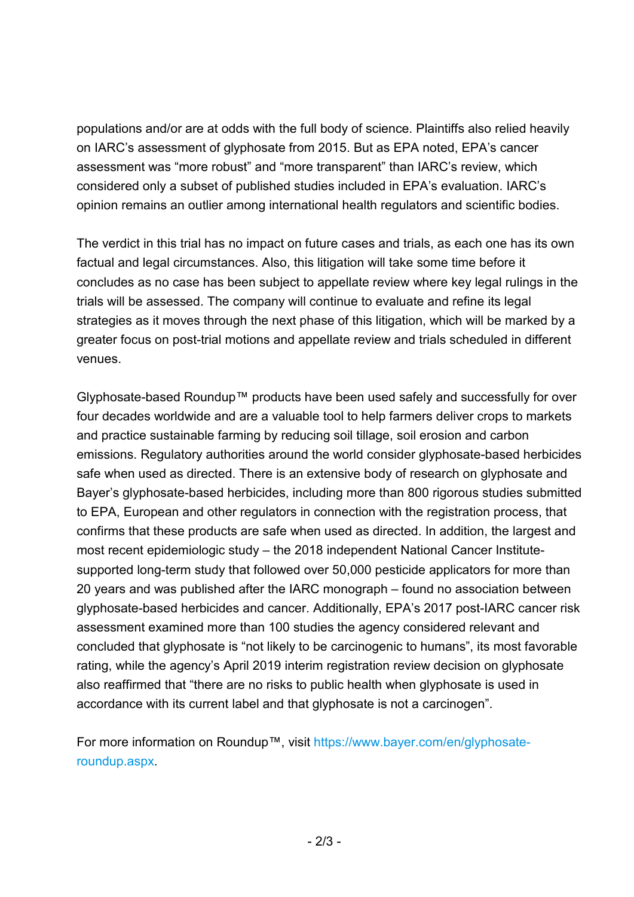populations and/or are at odds with the full body of science. Plaintiffs also relied heavily on IARC's assessment of glyphosate from 2015. But as EPA noted, EPA's cancer assessment was "more robust" and "more transparent" than IARC's review, which considered only a subset of published studies included in EPA's evaluation. IARC's opinion remains an outlier among international health regulators and scientific bodies.

The verdict in this trial has no impact on future cases and trials, as each one has its own factual and legal circumstances. Also, this litigation will take some time before it concludes as no case has been subject to appellate review where key legal rulings in the trials will be assessed. The company will continue to evaluate and refine its legal strategies as it moves through the next phase of this litigation, which will be marked by a greater focus on post-trial motions and appellate review and trials scheduled in different venues.

Glyphosate-based Roundup™ products have been used safely and successfully for over four decades worldwide and are a valuable tool to help farmers deliver crops to markets and practice sustainable farming by reducing soil tillage, soil erosion and carbon emissions. Regulatory authorities around the world consider glyphosate-based herbicides safe when used as directed. There is an extensive body of research on glyphosate and Bayer's glyphosate-based herbicides, including more than 800 rigorous studies submitted to EPA, European and other regulators in connection with the registration process, that confirms that these products are safe when used as directed. In addition, the largest and most recent epidemiologic study – the 2018 independent National Cancer Institute-supported long-term study that followed over 50,000 pesticide applicators for more than 20 years and was published after the IARC monograph – found no association between glyphosate-based herbicides and cancer. Additionally, EPA's 2017 post-IARC cancer risk assessment examined more than 100 studies the agency considered relevant and concluded that glyphosate is "not likely to be carcinogenic to humans", its most favorable rating, while the agency's April 2019 interim registration review decision on glyphosate also reaffirmed that "there are no risks to public health when glyphosate is used in accordance with its current label and that glyphosate is not a carcinogen".

For more information on Roundup™, visit https://www.bayer.com/en/glyphosate-roundup.aspx.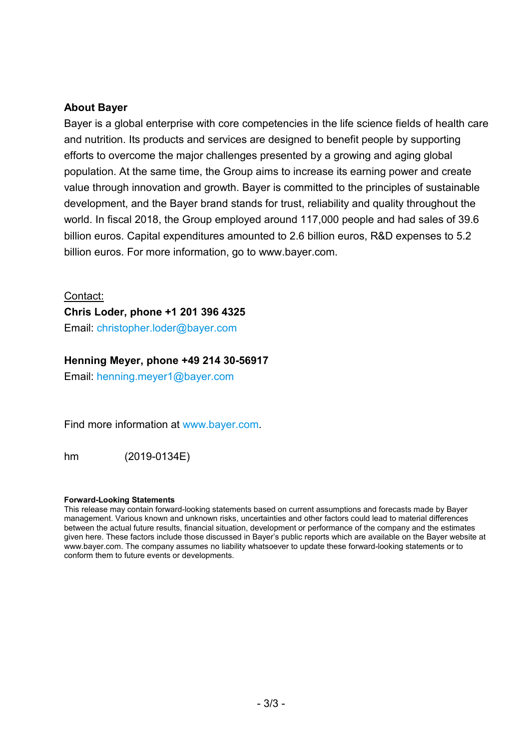**About Bayer**

Bayer is a global enterprise with core competencies in the life science fields of health care and nutrition. Its products and services are designed to benefit people by supporting efforts to overcome the major challenges presented by a growing and aging global population. At the same time, the Group aims to increase its earning power and create value through innovation and growth. Bayer is committed to the principles of sustainable development, and the Bayer brand stands for trust, reliability and quality throughout the world. In fiscal 2018, the Group employed around 117,000 people and had sales of 39.6 billion euros. Capital expenditures amounted to 2.6 billion euros, R&D expenses to 5.2 billion euros. For more information, go to www.bayer.com.

Contact:

**Chris Loder, phone +1 201 396 4325**

Email: christopher.loder@bayer.com

**Henning Meyer, phone +49 214 30-56917**

Email: henning.meyer1@bayer.com

Find more information at www.bayer.com.

hm (2019-0134E)

**Forward-Looking Statements**

This release may contain forward-looking statements based on current assumptions and forecasts made by Bayer management. Various known and unknown risks, uncertainties and other factors could lead to material differences between the actual future results, financial situation, development or performance of the company and the estimates given here. These factors include those discussed in Bayer's public reports which are available on the Bayer website at www.bayer.com. The company assumes no liability whatsoever to update these forward-looking statements or to conform them to future events or developments.